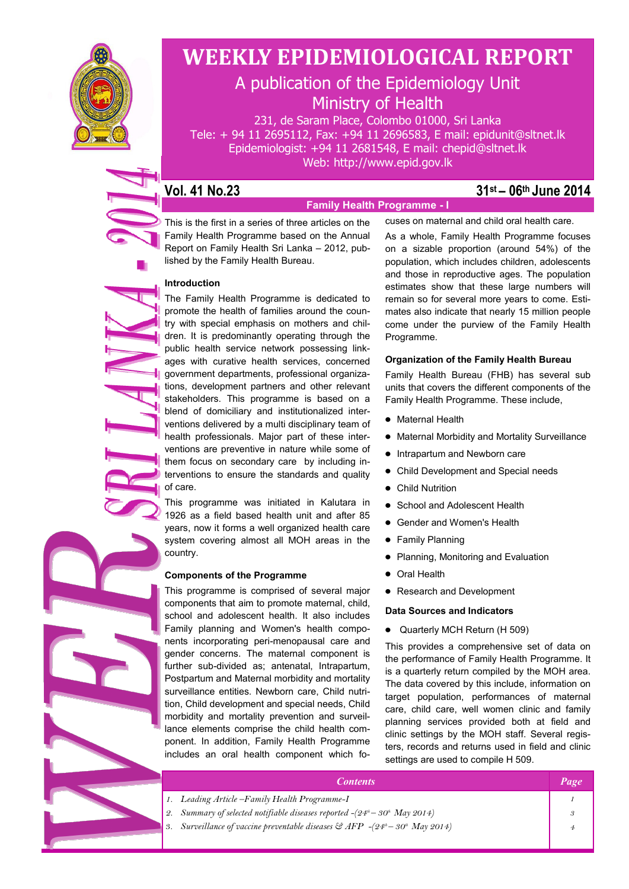# WEEKLY EPIDEMIOLOGICAL REPORT

## A publication of the Epidemiology Unit Ministry of Health

231, de Saram Place, Colombo 01000, Sri Lanka
Tele: + 94 11 2695112, Fax: +94 11 2696583, E mail: epidunit@sltnet.lk
Epidemiologist: +94 11 2681548, E mail: chepid@sltnet.lk
Web: http://www.epid.gov.lk

**Vol. 41 No.23** **31st – 06th June 2014**

## Family Health Programme - I

This is the first in a series of three articles on the Family Health Programme based on the Annual Report on Family Health Sri Lanka – 2012, published by the Family Health Bureau.

### Introduction

The Family Health Programme is dedicated to promote the health of families around the country with special emphasis on mothers and children. It is predominantly operating through the public health service network possessing linkages with curative health services, concerned government departments, professional organizations, development partners and other relevant stakeholders. This programme is based on a blend of domiciliary and institutionalized interventions delivered by a multi disciplinary team of health professionals. Major part of these interventions are preventive in nature while some of them focus on secondary care by including interventions to ensure the standards and quality of care.

This programme was initiated in Kalutara in 1926 as a field based health unit and after 85 years, now it forms a well organized health care system covering almost all MOH areas in the country.

### Components of the Programme

This programme is comprised of several major components that aim to promote maternal, child, school and adolescent health. It also includes Family planning and Women's health components incorporating peri-menopausal care and gender concerns. The maternal component is further sub-divided as; antenatal, Intrapartum, Postpartum and Maternal morbidity and mortality surveillance entities. Newborn care, Child nutrition, Child development and special needs, Child morbidity and mortality prevention and surveillance elements comprise the child health component. In addition, Family Health Programme includes an oral health component which focuses on maternal and child oral health care.

As a whole, Family Health Programme focuses on a sizable proportion (around 54%) of the population, which includes children, adolescents and those in reproductive ages. The population estimates show that these large numbers will remain so for several more years to come. Estimates also indicate that nearly 15 million people come under the purview of the Family Health Programme.

### Organization of the Family Health Bureau

Family Health Bureau (FHB) has several sub units that covers the different components of the Family Health Programme. These include,

- Maternal Health
- Maternal Morbidity and Mortality Surveillance
- Intrapartum and Newborn care
- Child Development and Special needs
- Child Nutrition
- School and Adolescent Health
- Gender and Women's Health
- Family Planning
- Planning, Monitoring and Evaluation
- Oral Health
- Research and Development

### Data Sources and Indicators

- Quarterly MCH Return (H 509)

This provides a comprehensive set of data on the performance of Family Health Programme. It is a quarterly return compiled by the MOH area. The data covered by this include, information on target population, performances of maternal care, child care, well women clinic and family planning services provided both at field and clinic settings by the MOH staff. Several registers, records and returns used in field and clinic settings are used to compile H 509.

| Contents | Page |
|---|---|
| 1. Leading Article – Family Health Programme-I | 1 |
| 2. Summary of selected notifiable diseases reported - (24th – 30th May 2014) | 3 |
| 3. Surveillance of vaccine preventable diseases & AFP - (24th – 30th May 2014) | 4 |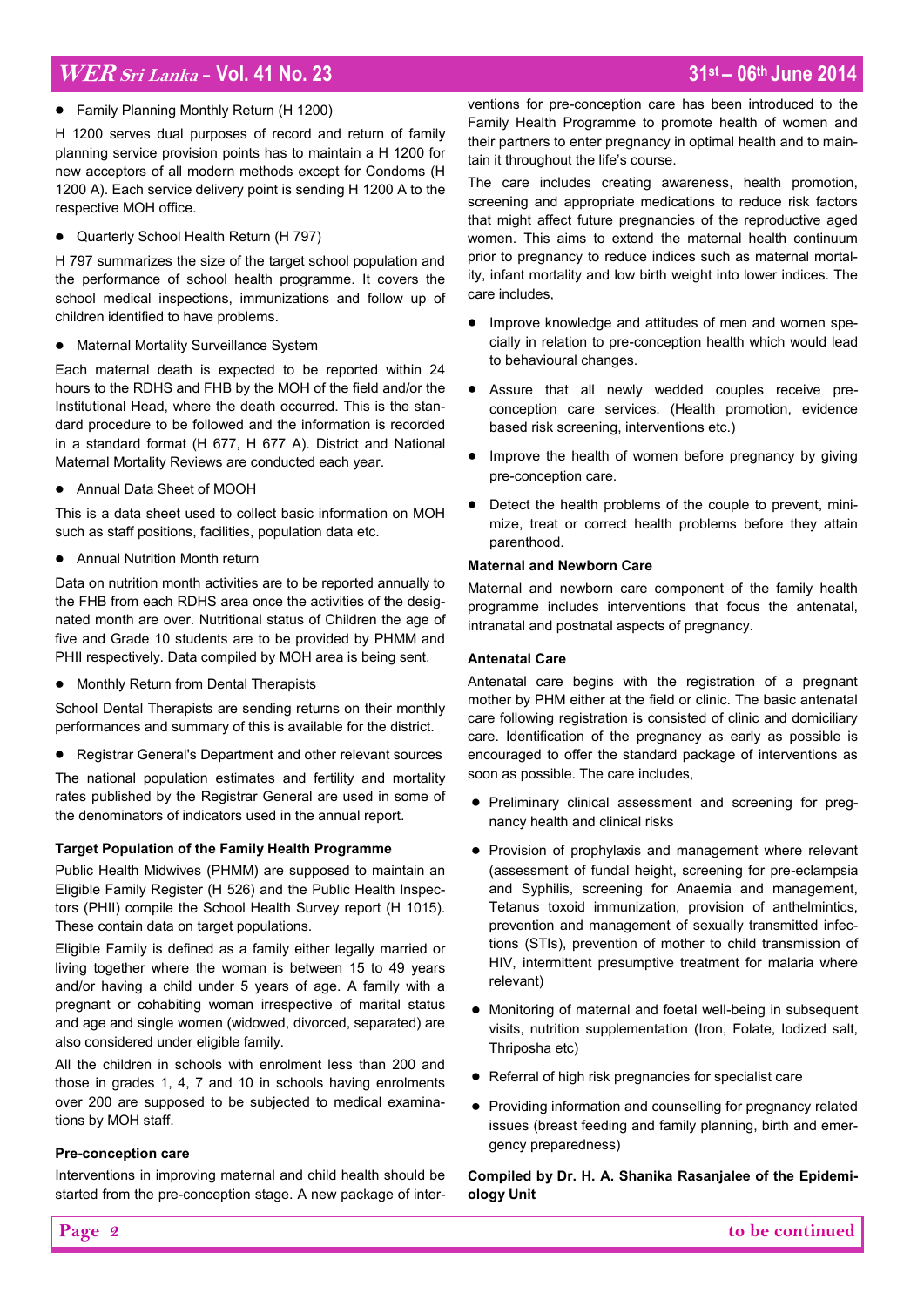- Family Planning Monthly Return (H 1200)

H 1200 serves dual purposes of record and return of family planning service provision points has to maintain a H 1200 for new acceptors of all modern methods except for Condoms (H 1200 A). Each service delivery point is sending H 1200 A to the respective MOH office.

- Quarterly School Health Return (H 797)

H 797 summarizes the size of the target school population and the performance of school health programme. It covers the school medical inspections, immunizations and follow up of children identified to have problems.

- Maternal Mortality Surveillance System

Each maternal death is expected to be reported within 24 hours to the RDHS and FHB by the MOH of the field and/or the Institutional Head, where the death occurred. This is the standard procedure to be followed and the information is recorded in a standard format (H 677, H 677 A). District and National Maternal Mortality Reviews are conducted each year.

- Annual Data Sheet of MOOH

This is a data sheet used to collect basic information on MOH such as staff positions, facilities, population data etc.

- Annual Nutrition Month return

Data on nutrition month activities are to be reported annually to the FHB from each RDHS area once the activities of the designated month are over. Nutritional status of Children the age of five and Grade 10 students are to be provided by PHMM and PHII respectively. Data compiled by MOH area is being sent.

- Monthly Return from Dental Therapists

School Dental Therapists are sending returns on their monthly performances and summary of this is available for the district.

- Registrar General's Department and other relevant sources

The national population estimates and fertility and mortality rates published by the Registrar General are used in some of the denominators of indicators used in the annual report.

**Target Population of the Family Health Programme**

Public Health Midwives (PHMM) are supposed to maintain an Eligible Family Register (H 526) and the Public Health Inspectors (PHII) compile the School Health Survey report (H 1015). These contain data on target populations.

Eligible Family is defined as a family either legally married or living together where the woman is between 15 to 49 years and/or having a child under 5 years of age. A family with a pregnant or cohabiting woman irrespective of marital status and age and single women (widowed, divorced, separated) are also considered under eligible family.

All the children in schools with enrolment less than 200 and those in grades 1, 4, 7 and 10 in schools having enrolments over 200 are supposed to be subjected to medical examinations by MOH staff.

**Pre-conception care**

Interventions in improving maternal and child health should be started from the pre-conception stage. A new package of interventions for pre-conception care has been introduced to the Family Health Programme to promote health of women and their partners to enter pregnancy in optimal health and to maintain it throughout the life's course.

The care includes creating awareness, health promotion, screening and appropriate medications to reduce risk factors that might affect future pregnancies of the reproductive aged women. This aims to extend the maternal health continuum prior to pregnancy to reduce indices such as maternal mortality, infant mortality and low birth weight into lower indices. The care includes,

- Improve knowledge and attitudes of men and women specially in relation to pre-conception health which would lead to behavioural changes.
- Assure that all newly wedded couples receive pre-conception care services. (Health promotion, evidence based risk screening, interventions etc.)
- Improve the health of women before pregnancy by giving pre-conception care.
- Detect the health problems of the couple to prevent, minimize, treat or correct health problems before they attain parenthood.

**Maternal and Newborn Care**

Maternal and newborn care component of the family health programme includes interventions that focus the antenatal, intranatal and postnatal aspects of pregnancy.

**Antenatal Care**

Antenatal care begins with the registration of a pregnant mother by PHM either at the field or clinic. The basic antenatal care following registration is consisted of clinic and domiciliary care. Identification of the pregnancy as early as possible is encouraged to offer the standard package of interventions as soon as possible. The care includes,

- Preliminary clinical assessment and screening for pregnancy health and clinical risks
- Provision of prophylaxis and management where relevant (assessment of fundal height, screening for pre-eclampsia and Syphilis, screening for Anaemia and management, Tetanus toxoid immunization, provision of anthelmintics, prevention and management of sexually transmitted infections (STIs), prevention of mother to child transmission of HIV, intermittent presumptive treatment for malaria where relevant)
- Monitoring of maternal and foetal well-being in subsequent visits, nutrition supplementation (Iron, Folate, Iodized salt, Thriposha etc)
- Referral of high risk pregnancies for specialist care
- Providing information and counselling for pregnancy related issues (breast feeding and family planning, birth and emergency preparedness)

**Compiled by Dr. H. A. Shanika Rasanjalee of the Epidemiology Unit**

to be continued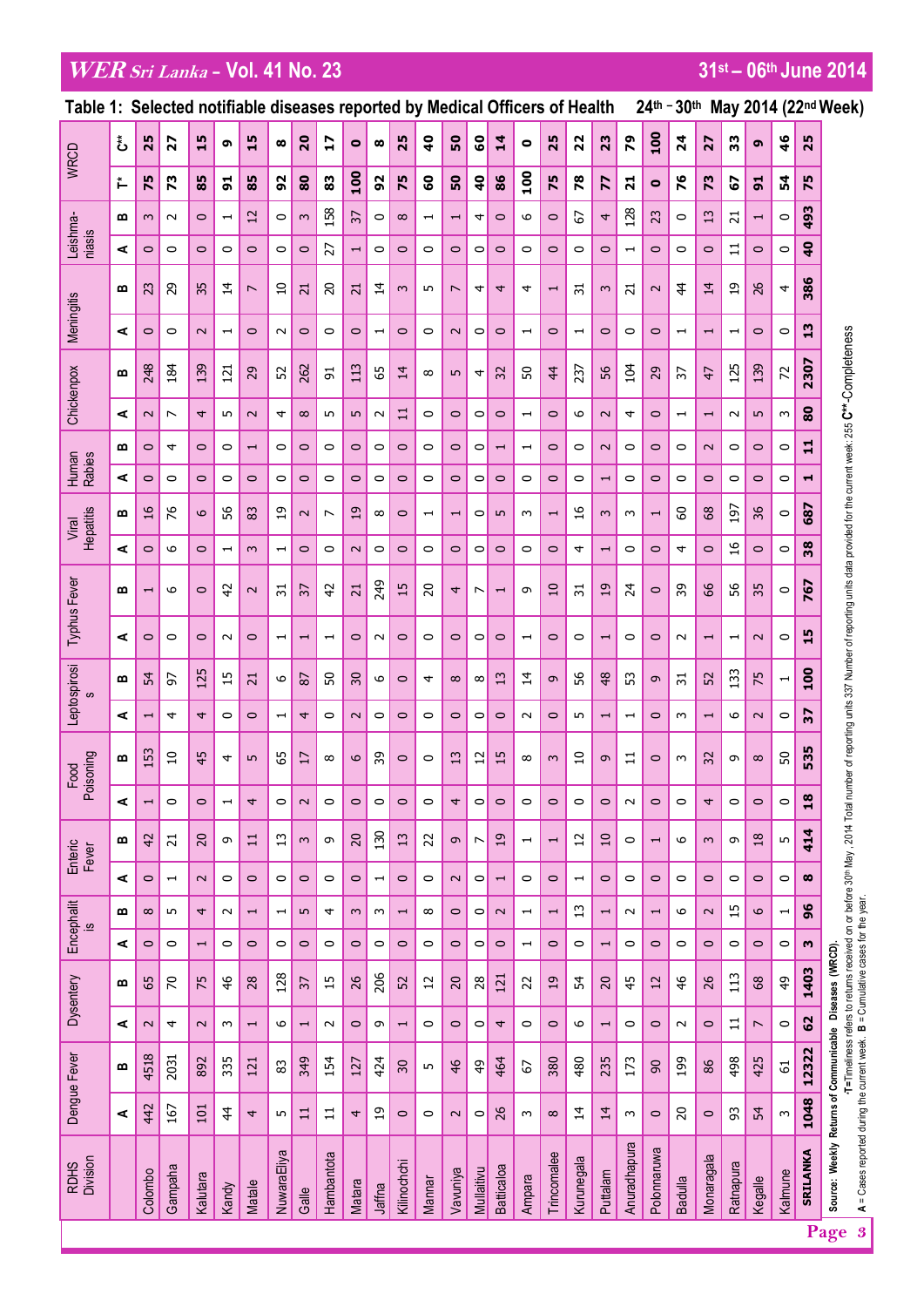## Table 1: Selected notifiable diseases reported by Medical Officers of Health 24th – 30th May 2014 (22nd Week)

| RDHS Division | Dengue Fever | | Dysentery | | Encephalitis | | Enteric Fever | | Food Poisoning | | Leptospirosis | | Typhus Fever | | Viral Hepatitis | | Human Rabies | | Chickenpox | | Meningitis | | Leishmaniasis | | WRCD | |
|---|---|---|---|---|---|---|---|---|---|---|---|---|---|---|---|---|---|---|---|---|---|---|---|---|---|---|
| | A | B | A | B | A | B | A | B | A | B | A | B | A | B | A | B | A | B | A | B | A | B | A | B | T* | C** |
| Colombo | 442 | 4518 | 2 | 65 | 0 | 8 | 0 | 42 | 1 | 153 | 1 | 54 | 0 | 1 | 0 | 16 | 0 | 0 | 2 | 248 | 0 | 23 | 0 | 3 | 75 | 25 |
| Gampaha | 167 | 2031 | 4 | 70 | 0 | 5 | 1 | 21 | 0 | 10 | 4 | 97 | 0 | 6 | 6 | 76 | 0 | 4 | 7 | 184 | 0 | 29 | 0 | 2 | 73 | 27 |
| Kalutara | 101 | 892 | 2 | 75 | 1 | 4 | 2 | 20 | 0 | 45 | 4 | 125 | 0 | 0 | 0 | 6 | 0 | 0 | 4 | 139 | 2 | 35 | 0 | 0 | 85 | 15 |
| Kandy | 44 | 335 | 3 | 46 | 0 | 2 | 0 | 9 | 1 | 4 | 0 | 15 | 2 | 42 | 1 | 56 | 0 | 0 | 5 | 121 | 1 | 14 | 0 | 1 | 91 | 9 |
| Matale | 4 | 121 | 1 | 28 | 0 | 1 | 0 | 11 | 4 | 5 | 0 | 21 | 0 | 2 | 3 | 83 | 0 | 1 | 2 | 29 | 0 | 7 | 0 | 12 | 85 | 15 |
| NuwaraEliya | 5 | 83 | 6 | 128 | 0 | 1 | 0 | 13 | 0 | 65 | 1 | 6 | 1 | 31 | 1 | 19 | 0 | 0 | 4 | 52 | 2 | 10 | 0 | 0 | 92 | 8 |
| Galle | 11 | 349 | 1 | 37 | 0 | 5 | 0 | 3 | 2 | 17 | 4 | 87 | 1 | 37 | 0 | 2 | 0 | 0 | 8 | 262 | 0 | 21 | 0 | 3 | 80 | 20 |
| Hambantota | 11 | 154 | 2 | 15 | 0 | 4 | 0 | 9 | 0 | 8 | 0 | 50 | 1 | 42 | 0 | 7 | 0 | 0 | 5 | 91 | 0 | 20 | 27 | 158 | 83 | 17 |
| Matara | 4 | 127 | 0 | 26 | 0 | 3 | 0 | 20 | 0 | 6 | 2 | 30 | 0 | 21 | 2 | 19 | 0 | 0 | 5 | 113 | 0 | 21 | 1 | 37 | 100 | 0 |
| Jaffna | 19 | 424 | 9 | 206 | 0 | 3 | 1 | 130 | 0 | 39 | 0 | 6 | 2 | 249 | 0 | 8 | 0 | 0 | 2 | 65 | 1 | 14 | 0 | 0 | 92 | 8 |
| Kilinochchi | 0 | 30 | 1 | 52 | 0 | 1 | 0 | 13 | 0 | 0 | 0 | 0 | 0 | 15 | 0 | 0 | 0 | 0 | 11 | 14 | 0 | 3 | 0 | 8 | 75 | 25 |
| Mannar | 0 | 5 | 0 | 12 | 0 | 8 | 0 | 22 | 0 | 0 | 0 | 4 | 0 | 20 | 0 | 1 | 0 | 0 | 0 | 8 | 0 | 5 | 0 | 1 | 60 | 40 |
| Vavuniya | 2 | 46 | 0 | 20 | 0 | 0 | 2 | 9 | 4 | 13 | 0 | 8 | 0 | 4 | 0 | 1 | 0 | 0 | 0 | 5 | 2 | 7 | 0 | 1 | 50 | 50 |
| Mullaitivu | 0 | 49 | 0 | 28 | 0 | 0 | 0 | 7 | 0 | 12 | 0 | 8 | 0 | 7 | 0 | 0 | 0 | 0 | 0 | 4 | 0 | 4 | 0 | 4 | 40 | 60 |
| Batticaloa | 26 | 464 | 4 | 121 | 0 | 2 | 1 | 19 | 0 | 15 | 0 | 13 | 0 | 1 | 0 | 5 | 0 | 1 | 0 | 32 | 0 | 4 | 0 | 0 | 86 | 14 |
| Ampara | 3 | 67 | 0 | 22 | 1 | 1 | 0 | 1 | 0 | 8 | 2 | 14 | 1 | 9 | 0 | 3 | 0 | 1 | 1 | 50 | 1 | 4 | 0 | 6 | 100 | 0 |
| Trincomalee | 8 | 380 | 0 | 19 | 0 | 1 | 0 | 1 | 0 | 3 | 0 | 9 | 0 | 10 | 0 | 1 | 0 | 0 | 0 | 44 | 0 | 1 | 0 | 0 | 75 | 25 |
| Kurunegala | 14 | 480 | 6 | 54 | 0 | 13 | 1 | 12 | 0 | 10 | 5 | 56 | 0 | 31 | 4 | 16 | 0 | 0 | 6 | 237 | 1 | 31 | 0 | 67 | 78 | 22 |
| Puttalam | 14 | 235 | 1 | 20 | 1 | 1 | 0 | 10 | 0 | 9 | 1 | 48 | 1 | 19 | 1 | 3 | 1 | 2 | 2 | 56 | 0 | 3 | 0 | 4 | 77 | 23 |
| Anuradhapura | 3 | 173 | 0 | 45 | 0 | 2 | 0 | 0 | 2 | 11 | 1 | 53 | 0 | 24 | 0 | 3 | 0 | 0 | 4 | 104 | 0 | 21 | 1 | 128 | 21 | 79 |
| Polonnaruwa | 0 | 90 | 0 | 12 | 0 | 1 | 0 | 1 | 0 | 0 | 0 | 9 | 0 | 0 | 0 | 1 | 0 | 0 | 0 | 29 | 0 | 2 | 0 | 23 | 0 | 100 |
| Badulla | 20 | 199 | 2 | 46 | 0 | 6 | 0 | 6 | 0 | 3 | 3 | 31 | 2 | 39 | 4 | 60 | 0 | 0 | 1 | 37 | 1 | 44 | 0 | 0 | 76 | 24 |
| Monaragala | 0 | 86 | 0 | 26 | 0 | 2 | 0 | 3 | 4 | 32 | 1 | 52 | 1 | 66 | 0 | 68 | 0 | 2 | 1 | 47 | 1 | 14 | 0 | 13 | 73 | 27 |
| Ratnapura | 93 | 498 | 11 | 113 | 0 | 15 | 0 | 9 | 0 | 9 | 6 | 133 | 1 | 56 | 16 | 197 | 0 | 0 | 2 | 125 | 1 | 19 | 11 | 21 | 67 | 33 |
| Kegalle | 54 | 425 | 7 | 68 | 0 | 6 | 0 | 18 | 0 | 8 | 2 | 75 | 2 | 35 | 0 | 36 | 0 | 0 | 5 | 139 | 0 | 26 | 0 | 1 | 91 | 9 |
| Kalmune | 3 | 61 | 0 | 49 | 0 | 1 | 0 | 5 | 0 | 50 | 0 | 1 | 0 | 0 | 0 | 0 | 0 | 0 | 3 | 72 | 0 | 4 | 0 | 0 | 54 | 46 |
| **SRILANKA** | **1048** | **12322** | **62** | **1403** | **3** | **96** | **8** | **414** | **18** | **535** | **37** | **100** | **15** | **767** | **38** | **687** | **1** | **11** | **80** | **2307** | **13** | **386** | **40** | **493** | **75** | **25** |

**Source: Weekly Returns of Communicable Diseases (WRCD).**

*T=Timeliness refers to returns received on or before 30th May , 2014 Total number of reporting units 337 Number of reporting units data provided for the current week: 255 C**-Completeness

A = Cases reported during the current week. B = Cumulative cases for the year.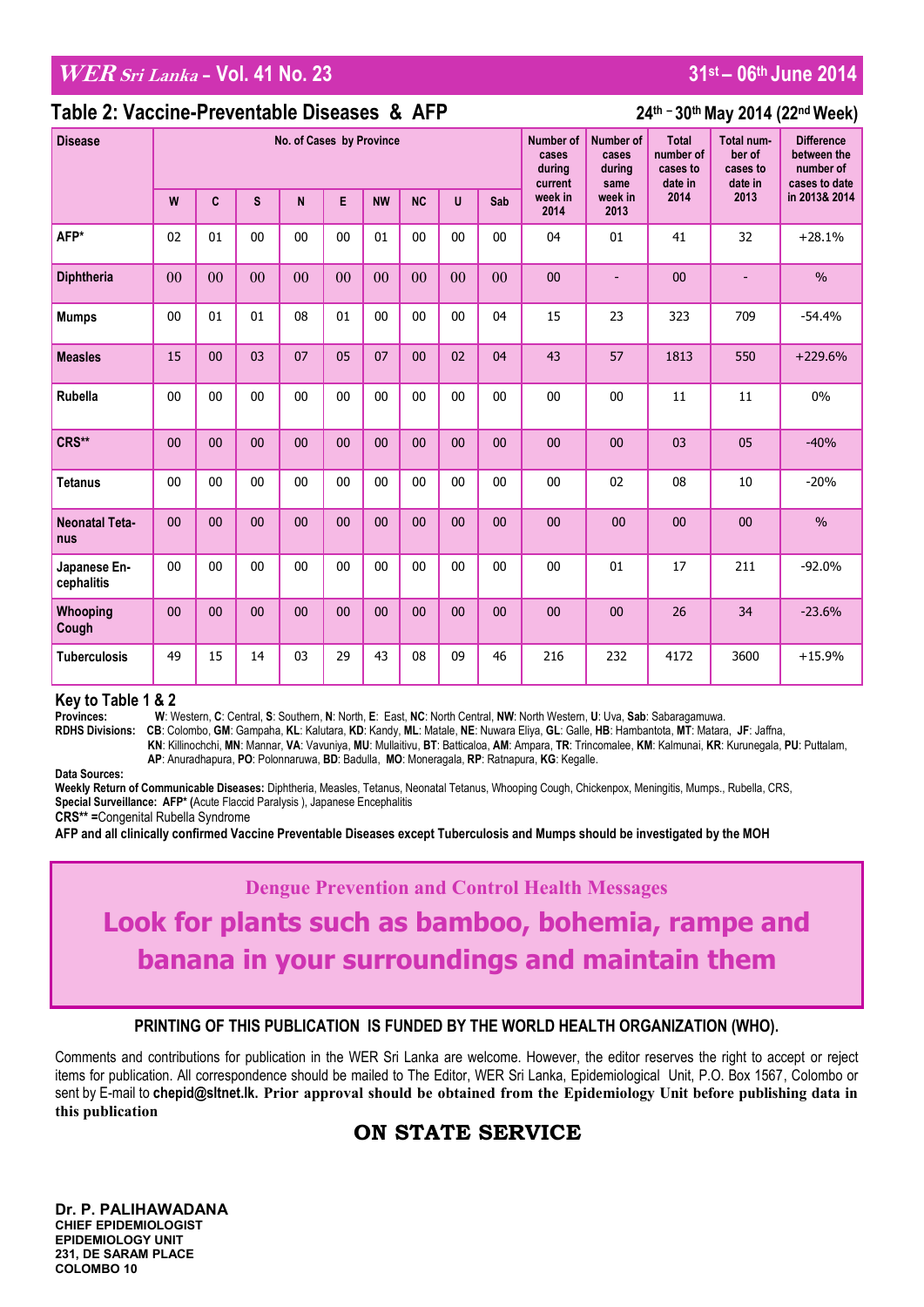## Table 2: Vaccine-Preventable Diseases & AFP

24th – 30th May 2014 (22nd Week)

| Disease | No. of Cases by Province | | | | | | | | | Number of cases during current week in 2014 | Number of cases during same week in 2013 | Total number of cases to date in 2014 | Total number of cases to date in 2013 | Difference between the number of cases to date in 2013& 2014 |
|---|---|---|---|---|---|---|---|---|---|---|---|---|---|---|
| | W | C | S | N | E | NW | NC | U | Sab | | | | | |
| AFP* | 02 | 01 | 00 | 00 | 00 | 01 | 00 | 00 | 00 | 04 | 01 | 41 | 32 | +28.1% |
| Diphtheria | 00 | 00 | 00 | 00 | 00 | 00 | 00 | 00 | 00 | 00 | - | 00 | - | % |
| Mumps | 00 | 01 | 01 | 08 | 01 | 00 | 00 | 00 | 04 | 15 | 23 | 323 | 709 | -54.4% |
| Measles | 15 | 00 | 03 | 07 | 05 | 07 | 00 | 02 | 04 | 43 | 57 | 1813 | 550 | +229.6% |
| Rubella | 00 | 00 | 00 | 00 | 00 | 00 | 00 | 00 | 00 | 00 | 00 | 11 | 11 | 0% |
| CRS** | 00 | 00 | 00 | 00 | 00 | 00 | 00 | 00 | 00 | 00 | 00 | 03 | 05 | -40% |
| Tetanus | 00 | 00 | 00 | 00 | 00 | 00 | 00 | 00 | 00 | 00 | 02 | 08 | 10 | -20% |
| Neonatal Tetanus | 00 | 00 | 00 | 00 | 00 | 00 | 00 | 00 | 00 | 00 | 00 | 00 | 00 | % |
| Japanese Encephalitis | 00 | 00 | 00 | 00 | 00 | 00 | 00 | 00 | 00 | 00 | 01 | 17 | 211 | -92.0% |
| Whooping Cough | 00 | 00 | 00 | 00 | 00 | 00 | 00 | 00 | 00 | 00 | 00 | 26 | 34 | -23.6% |
| Tuberculosis | 49 | 15 | 14 | 03 | 29 | 43 | 08 | 09 | 46 | 216 | 232 | 4172 | 3600 | +15.9% |

### Key to Table 1 & 2

**Provinces:** **W**: Western, **C**: Central, **S**: Southern, **N**: North, **E**: East, **NC**: North Central, **NW**: North Western, **U**: Uva, **Sab**: Sabaragamuwa.

**RDHS Divisions:** **CB**: Colombo, **GM**: Gampaha, **KL**: Kalutara, **KD**: Kandy, **ML**: Matale, **NE**: Nuwara Eliya, **GL**: Galle, **HB**: Hambantota, **MT**: Matara, **JF**: Jaffna, **KN**: Killinochchi, **MN**: Mannar, **VA**: Vavuniya, **MU**: Mullaitivu, **BT**: Batticaloa, **AM**: Ampara, **TR**: Trincomalee, **KM**: Kalmunai, **KR**: Kurunegala, **PU**: Puttalam, **AP**: Anuradhapura, **PO**: Polonnaruwa, **BD**: Badulla, **MO**: Moneragala, **RP**: Ratnapura, **KG**: Kegalle.

**Data Sources:**

**Weekly Return of Communicable Diseases:** Diphtheria, Measles, Tetanus, Neonatal Tetanus, Whooping Cough, Chickenpox, Meningitis, Mumps., Rubella, CRS,

**Special Surveillance: AFP*** (Acute Flaccid Paralysis ), Japanese Encephalitis

**CRS** =**Congenital Rubella Syndrome

**AFP and all clinically confirmed Vaccine Preventable Diseases except Tuberculosis and Mumps should be investigated by the MOH**

**Dengue Prevention and Control Health Messages**

**Look for plants such as bamboo, bohemia, rampe and banana in your surroundings and maintain them**

**PRINTING OF THIS PUBLICATION IS FUNDED BY THE WORLD HEALTH ORGANIZATION (WHO).**

Comments and contributions for publication in the WER Sri Lanka are welcome. However, the editor reserves the right to accept or reject items for publication. All correspondence should be mailed to The Editor, WER Sri Lanka, Epidemiological Unit, P.O. Box 1567, Colombo or sent by E-mail to **chepid@sltnet.lk**. **Prior approval should be obtained from the Epidemiology Unit before publishing data in this publication**

**ON STATE SERVICE**

**Dr. P. PALIHAWADANA**
**CHIEF EPIDEMIOLOGIST**
**EPIDEMIOLOGY UNIT**
**231, DE SARAM PLACE**
**COLOMBO 10**